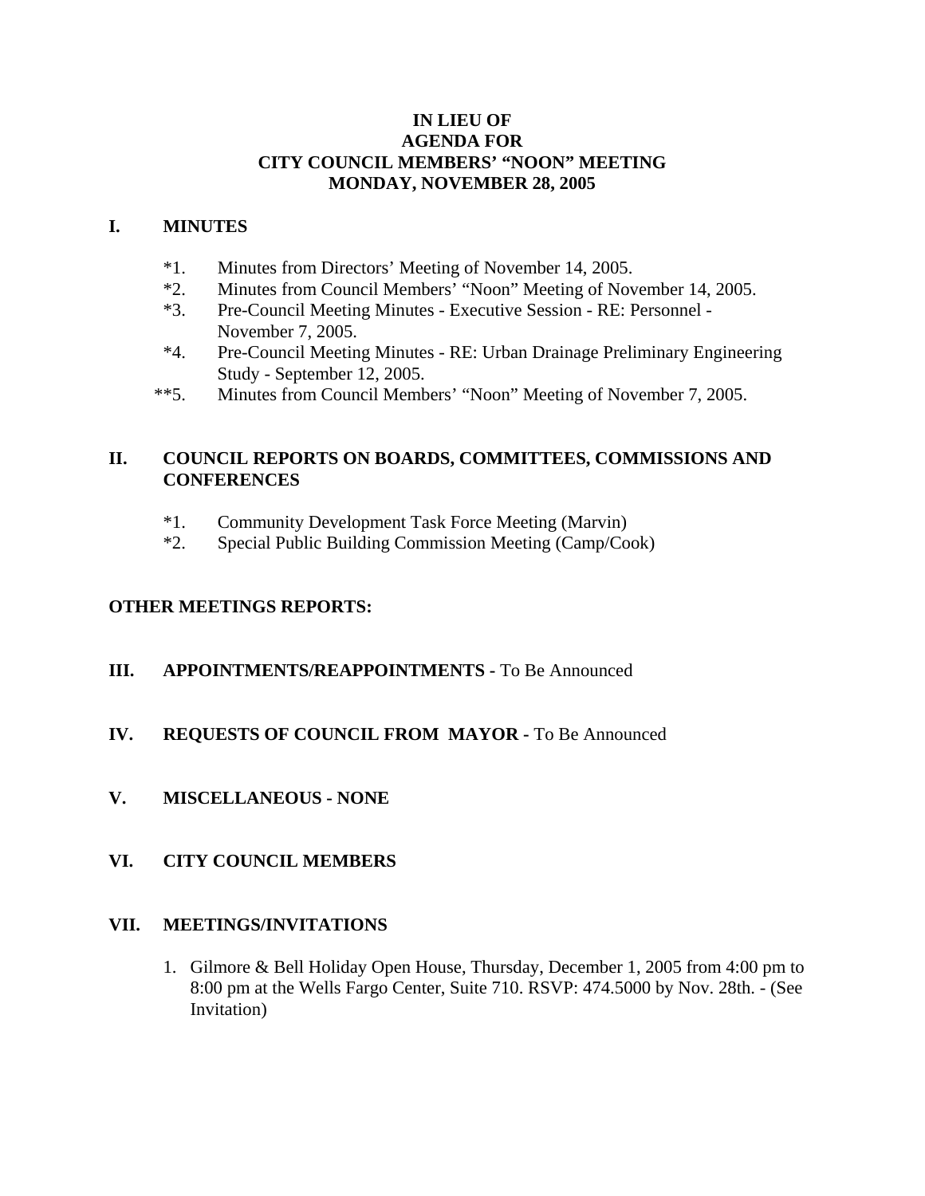# IN LIEU OF
# AGENDA FOR
# CITY COUNCIL MEMBERS' "NOON" MEETING
# MONDAY, NOVEMBER 28, 2005

## I. MINUTES

*1. Minutes from Directors' Meeting of November 14, 2005.

*2. Minutes from Council Members' "Noon" Meeting of November 14, 2005.

*3. Pre-Council Meeting Minutes - Executive Session - RE: Personnel - November 7, 2005.

*4. Pre-Council Meeting Minutes - RE: Urban Drainage Preliminary Engineering Study - September 12, 2005.

**5. Minutes from Council Members' "Noon" Meeting of November 7, 2005.

## II. COUNCIL REPORTS ON BOARDS, COMMITTEES, COMMISSIONS AND CONFERENCES

*1. Community Development Task Force Meeting (Marvin)

*2. Special Public Building Commission Meeting (Camp/Cook)

## OTHER MEETINGS REPORTS:

## III. APPOINTMENTS/REAPPOINTMENTS - To Be Announced

## IV. REQUESTS OF COUNCIL FROM MAYOR - To Be Announced

## V. MISCELLANEOUS - NONE

## VI. CITY COUNCIL MEMBERS

## VII. MEETINGS/INVITATIONS

1. Gilmore & Bell Holiday Open House, Thursday, December 1, 2005 from 4:00 pm to 8:00 pm at the Wells Fargo Center, Suite 710. RSVP: 474.5000 by Nov. 28th. - (See Invitation)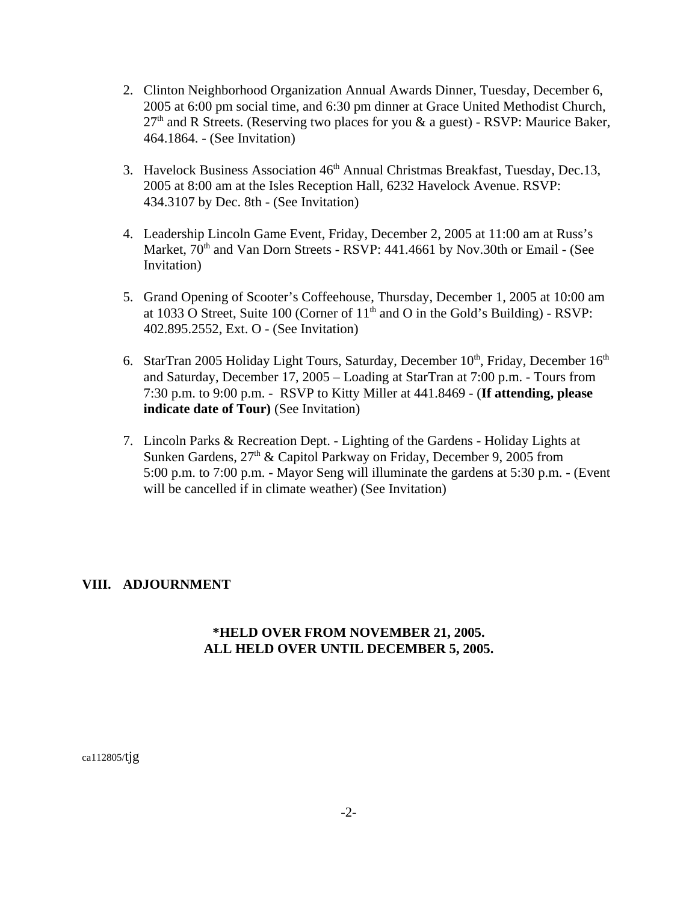2. Clinton Neighborhood Organization Annual Awards Dinner, Tuesday, December 6, 2005 at 6:00 pm social time, and 6:30 pm dinner at Grace United Methodist Church, 27th and R Streets. (Reserving two places for you & a guest) - RSVP: Maurice Baker, 464.1864. - (See Invitation)

3. Havelock Business Association 46th Annual Christmas Breakfast, Tuesday, Dec.13, 2005 at 8:00 am at the Isles Reception Hall, 6232 Havelock Avenue. RSVP: 434.3107 by Dec. 8th - (See Invitation)

4. Leadership Lincoln Game Event, Friday, December 2, 2005 at 11:00 am at Russ's Market, 70th and Van Dorn Streets - RSVP: 441.4661 by Nov.30th or Email - (See Invitation)

5. Grand Opening of Scooter's Coffeehouse, Thursday, December 1, 2005 at 10:00 am at 1033 O Street, Suite 100 (Corner of 11th and O in the Gold's Building) - RSVP: 402.895.2552, Ext. O - (See Invitation)

6. StarTran 2005 Holiday Light Tours, Saturday, December 10th, Friday, December 16th and Saturday, December 17, 2005 – Loading at StarTran at 7:00 p.m. - Tours from 7:30 p.m. to 9:00 p.m. - RSVP to Kitty Miller at 441.8469 - (**If attending, please indicate date of Tour)** (See Invitation)

7. Lincoln Parks & Recreation Dept. - Lighting of the Gardens - Holiday Lights at Sunken Gardens, 27th & Capitol Parkway on Friday, December 9, 2005 from 5:00 p.m. to 7:00 p.m. - Mayor Seng will illuminate the gardens at 5:30 p.m. - (Event will be cancelled if in climate weather) (See Invitation)

## VIII. ADJOURNMENT

**\*HELD OVER FROM NOVEMBER 21, 2005.**
**ALL HELD OVER UNTIL DECEMBER 5, 2005.**

ca112805/tjg